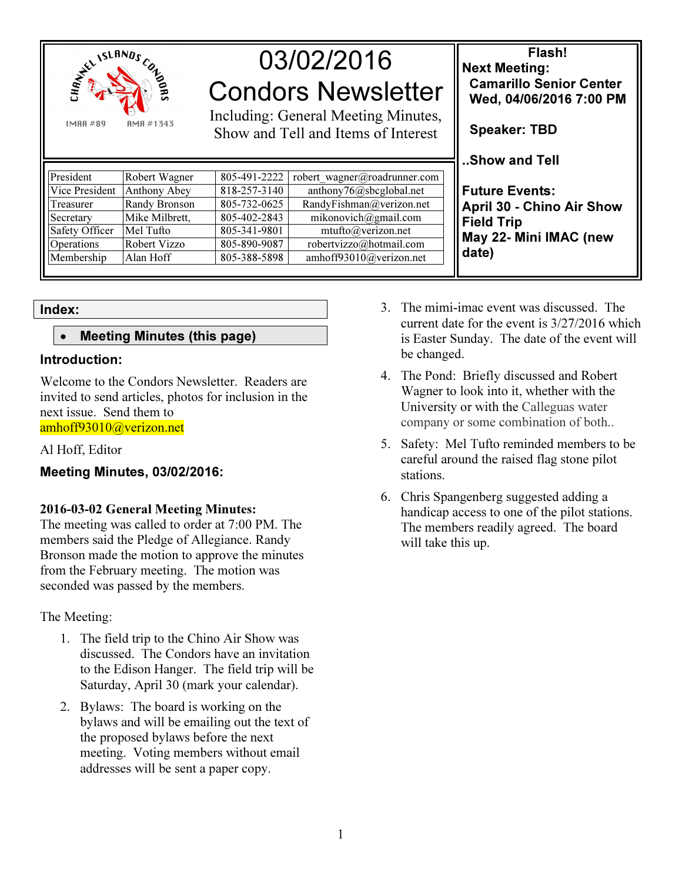# 03/02/2016 Condors Newsletter

Including: General Meeting Minutes, Show and Tell and Items of Interest

CHANNEL ISLANDS CONDORS
IMAA #89 AMA #1343

| President | Robert Wagner | 805-491-2222 | robert_wagner@roadrunner.com |
|---|---|---|---|
| Vice President | Anthony Abey | 818-257-3140 | anthony76@sbcglobal.net |
| Treasurer | Randy Bronson | 805-732-0625 | RandyFishman@verizon.net |
| Secretary | Mike Milbrett, | 805-402-2843 | mikonovich@gmail.com |
| Safety Officer | Mel Tufto | 805-341-9801 | mtufto@verizon.net |
| Operations | Robert Vizzo | 805-890-9087 | robertvizzo@hotmail.com |
| Membership | Alan Hoff | 805-388-5898 | amhoff93010@verizon.net |

**Flash!**

**Next Meeting:**
**Camarillo Senior Center**
**Wed, 04/06/2016 7:00 PM**

**Speaker: TBD**

**..Show and Tell**

**Future Events:**
**April 30 - Chino Air Show Field Trip**
**May 22- Mini IMAC (new date)**

## Index:

- **Meeting Minutes (this page)**

## Introduction:

Welcome to the Condors Newsletter. Readers are invited to send articles, photos for inclusion in the next issue. Send them to amhoff93010@verizon.net

Al Hoff, Editor

## Meeting Minutes, 03/02/2016:

**2016-03-02 General Meeting Minutes:**
The meeting was called to order at 7:00 PM. The members said the Pledge of Allegiance. Randy Bronson made the motion to approve the minutes from the February meeting. The motion was seconded was passed by the members.

The Meeting:

1. The field trip to the Chino Air Show was discussed. The Condors have an invitation to the Edison Hanger. The field trip will be Saturday, April 30 (mark your calendar).
2. Bylaws: The board is working on the bylaws and will be emailing out the text of the proposed bylaws before the next meeting. Voting members without email addresses will be sent a paper copy.
3. The mimi-imac event was discussed. The current date for the event is 3/27/2016 which is Easter Sunday. The date of the event will be changed.
4. The Pond: Briefly discussed and Robert Wagner to look into it, whether with the University or with the Calleguas water company or some combination of both..
5. Safety: Mel Tufto reminded members to be careful around the raised flag stone pilot stations.
6. Chris Spangenberg suggested adding a handicap access to one of the pilot stations. The members readily agreed. The board will take this up.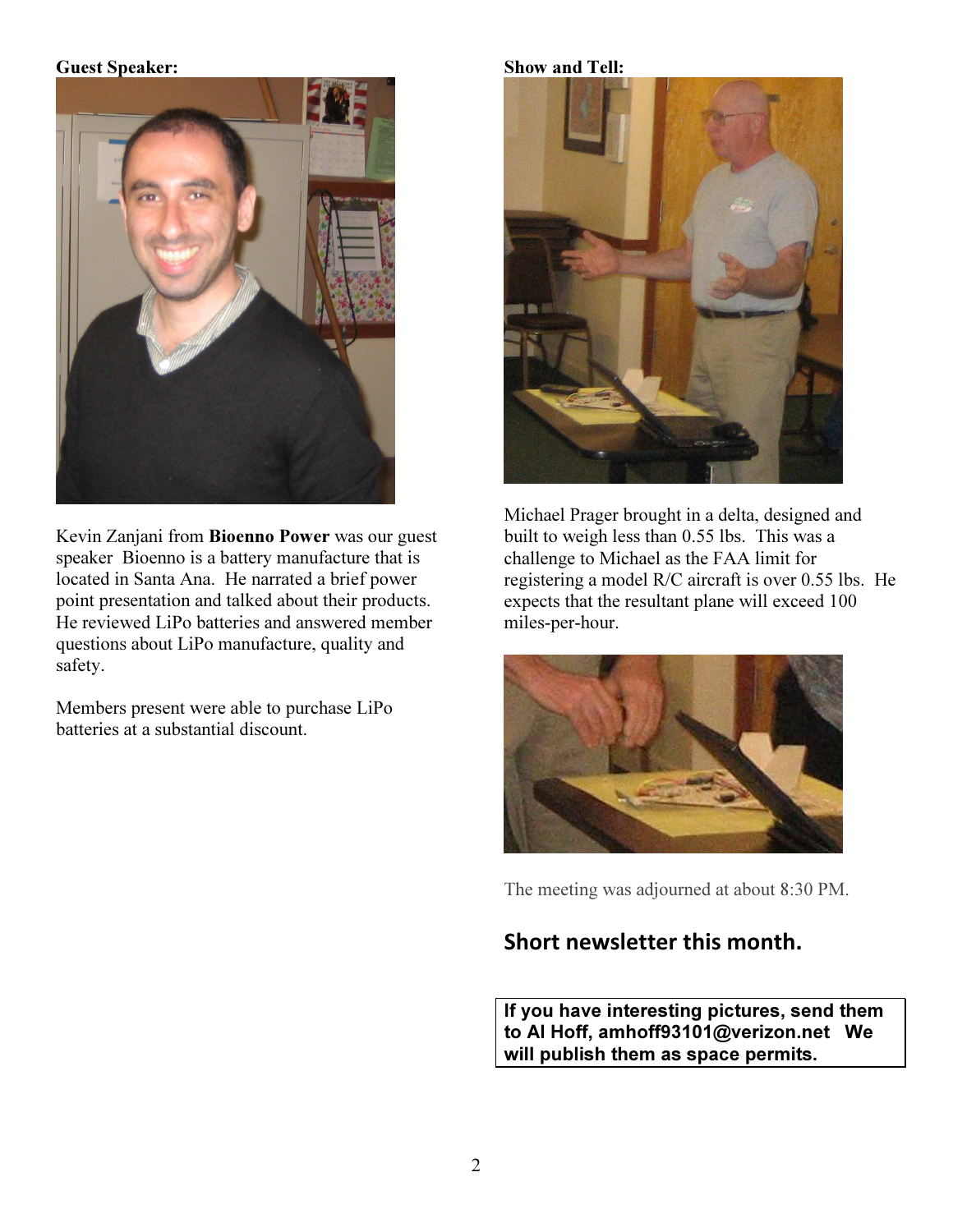**Guest Speaker:**

Kevin Zanjani from **Bioenno Power** was our guest speaker Bioenno is a battery manufacture that is located in Santa Ana. He narrated a brief power point presentation and talked about their products. He reviewed LiPo batteries and answered member questions about LiPo manufacture, quality and safety.

Members present were able to purchase LiPo batteries at a substantial discount.

**Show and Tell:**

Michael Prager brought in a delta, designed and built to weigh less than 0.55 lbs. This was a challenge to Michael as the FAA limit for registering a model R/C aircraft is over 0.55 lbs. He expects that the resultant plane will exceed 100 miles-per-hour.

The meeting was adjourned at about 8:30 PM.

## Short newsletter this month.

**If you have interesting pictures, send them to Al Hoff, amhoff93101@verizon.net We will publish them as space permits.**